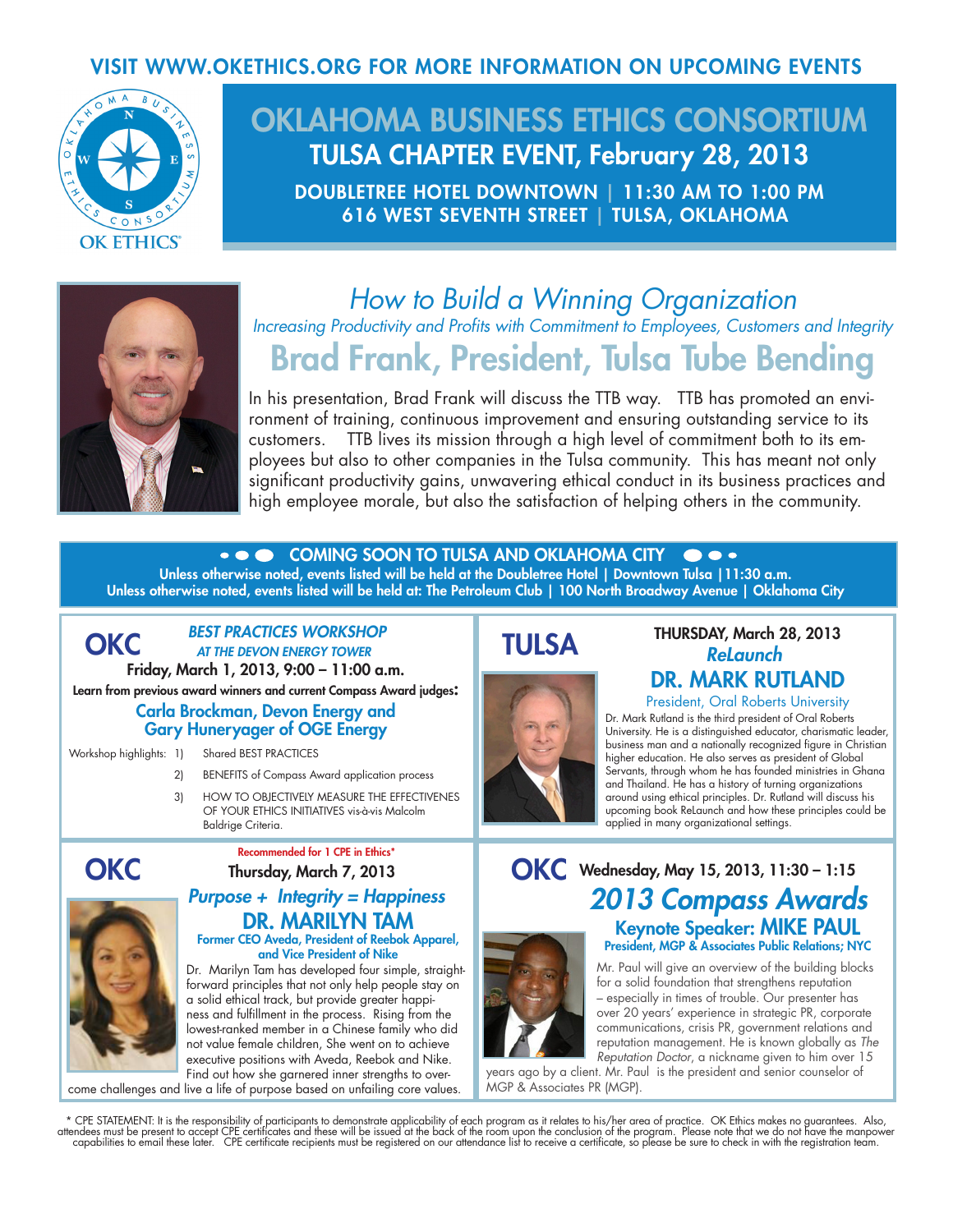VISIT WWW.OKETHICS.ORG FOR MORE INFORMATION ON UPCOMING EVENTS

OKLAHOMA BUSINESS ETHICS CONSORTIUM
OK ETHICS®

# OKLAHOMA BUSINESS ETHICS CONSORTIUM

## TULSA CHAPTER EVENT, February 28, 2013

**DOUBLETREE HOTEL DOWNTOWN | 11:30 AM TO 1:00 PM**
**616 WEST SEVENTH STREET | TULSA, OKLAHOMA**

## *How to Build a Winning Organization*

*Increasing Productivity and Profits with Commitment to Employees, Customers and Integrity*

## Brad Frank, President, Tulsa Tube Bending

In his presentation, Brad Frank will discuss the TTB way. TTB has promoted an environment of training, continuous improvement and ensuring outstanding service to its customers. TTB lives its mission through a high level of commitment both to its employees but also to other companies in the Tulsa community. This has meant not only significant productivity gains, unwavering ethical conduct in its business practices and high employee morale, but also the satisfaction of helping others in the community.

## COMING SOON TO TULSA AND OKLAHOMA CITY

**Unless otherwise noted, events listed will be held at the Doubletree Hotel | Downtown Tulsa | 11:30 a.m.**
**Unless otherwise noted, events listed will be held at: The Petroleum Club | 100 North Broadway Avenue | Oklahoma City**

### OKC

***BEST PRACTICES WORKSHOP***
***AT THE DEVON ENERGY TOWER***

**Friday, March 1, 2013, 9:00 – 11:00 a.m.**

**Learn from previous award winners and current Compass Award judges:**

**Carla Brockman, Devon Energy and Gary Huneryager of OGE Energy**

Workshop highlights:
1) Shared BEST PRACTICES
2) BENEFITS of Compass Award application process
3) HOW TO OBJECTIVELY MEASURE THE EFFECTIVENES OF YOUR ETHICS INITIATIVES vis-à-vis Malcolm Baldrige Criteria.

### TULSA

**THURSDAY, March 28, 2013**
***ReLaunch***

**DR. MARK RUTLAND**
President, Oral Roberts University

Dr. Mark Rutland is the third president of Oral Roberts University. He is a distinguished educator, charismatic leader, business man and a nationally recognized figure in Christian higher education. He also serves as president of Global Servants, through whom he has founded ministries in Ghana and Thailand. He has a history of turning organizations around using ethical principles. Dr. Rutland will discuss his upcoming book ReLaunch and how these principles could be applied in many organizational settings.

### OKC

**Recommended for 1 CPE in Ethics***

**Thursday, March 7, 2013**

***Purpose + Integrity = Happiness***

**DR. MARILYN TAM**
**Former CEO Aveda, President of Reebok Apparel, and Vice President of Nike**

Dr. Marilyn Tam has developed four simple, straightforward principles that not only help people stay on a solid ethical track, but provide greater happiness and fulfillment in the process. Rising from the lowest-ranked member in a Chinese family who did not value female children, She went on to achieve executive positions with Aveda, Reebok and Nike. Find out how she garnered inner strengths to overcome challenges and live a life of purpose based on unfailing core values.

### OKC

**Wednesday, May 15, 2013, 11:30 – 1:15**

***2013 Compass Awards***

**Keynote Speaker: MIKE PAUL**
**President, MGP & Associates Public Relations; NYC**

Mr. Paul will give an overview of the building blocks for a solid foundation that strengthens reputation – especially in times of trouble. Our presenter has over 20 years' experience in strategic PR, corporate communications, crisis PR, government relations and reputation management. He is known globally as *The Reputation Doctor*, a nickname given to him over 15 years ago by a client. Mr. Paul is the president and senior counselor of MGP & Associates PR (MGP).

* CPE STATEMENT: It is the responsibility of participants to demonstrate applicability of each program as it relates to his/her area of practice. OK Ethics makes no guarantees. Also, attendees must be present to accept CPE certificates and these will be issued at the back of the room upon the conclusion of the program. Please note that we do not have the manpower capabilities to email these later. CPE certificate recipients must be registered on our attendance list to receive a certificate, so please be sure to check in with the registration team.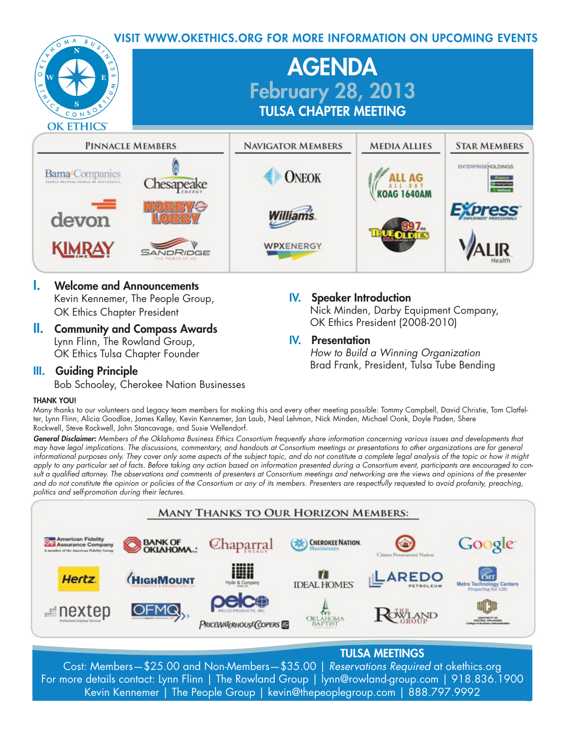VISIT WWW.OKETHICS.ORG FOR MORE INFORMATION ON UPCOMING EVENTS

OK ETHICS

# AGENDA
## February 28, 2013
### TULSA CHAPTER MEETING

| PINNACLE MEMBERS | | NAVIGATOR MEMBERS | MEDIA ALLIES | STAR MEMBERS |
|---|---|---|---|---|
| Bama Companies | Chesapeake Energy | ONEOK | ALL AG KOAG 1640AM | Enterprise Holdings |
| devon | Hobby Lobby | Williams | 99.7 True Oldies | Express Employment Professionals |
| Kimray Inc. | SandRidge | WPX Energy | | Valir Health |

**I. Welcome and Announcements**
Kevin Kennemer, The People Group, OK Ethics Chapter President

**II. Community and Compass Awards**
Lynn Flinn, The Rowland Group, OK Ethics Tulsa Chapter Founder

**III. Guiding Principle**
Bob Schooley, Cherokee Nation Businesses

**IV. Speaker Introduction**
Nick Minden, Darby Equipment Company, OK Ethics President (2008-2010)

**IV. Presentation**
*How to Build a Winning Organization*
Brad Frank, President, Tulsa Tube Bending

**THANK YOU!**
Many thanks to our volunteers and Legacy team members for making this and every other meeting possible: Tommy Campbell, David Christie, Tom Clatfelter, Lynn Flinn, Alicia Goodloe, James Kelley, Kevin Kennemer, Jan Laub, Neal Lehman, Nick Minden, Michael Oonk, Doyle Paden, Shere Rockwell, Steve Rockwell, John Stancavage, and Susie Wellendorf.

***General Disclaimer:*** *Members of the Oklahoma Business Ethics Consortium frequently share information concerning various issues and developments that may have legal implications. The discussions, commentary, and handouts at Consortium meetings or presentations to other organizations are for general informational purposes only. They cover only some aspects of the subject topic, and do not constitute a complete legal analysis of the topic or how it might apply to any particular set of facts. Before taking any action based on information presented during a Consortium event, participants are encouraged to consult a qualified attorney. The observations and comments of presenters at Consortium meetings and networking are the views and opinions of the presenter and do not constitute the opinion or policies of the Consortium or any of its members. Presenters are respectfully requested to avoid profanity, preaching, politics and self-promotion during their lectures.*

### MANY THANKS TO OUR HORIZON MEMBERS:

American Fidelity Assurance Company, Bank of Oklahoma, Chaparral Energy, Cherokee Nation Businesses, Citizen Potawatomi Nation, Google, Hertz, HighMount Exploration & Production LLC, Hyde & Company, Ideal Homes, Laredo Petroleum, Metro Technology Centers, nextep, OFMQ, pelco Products, Inc., PricewaterhouseCoopers, Oklahoma Baptist University, The Rowland Group, University of Central Oklahoma

### TULSA MEETINGS

Cost: Members—$25.00 and Non-Members—$35.00 | *Reservations Required* at okethics.org
For more details contact: Lynn Flinn | The Rowland Group | lynn@rowland-group.com | 918.836.1900
Kevin Kennemer | The People Group | kevin@thepeoplegroup.com | 888.797.9992